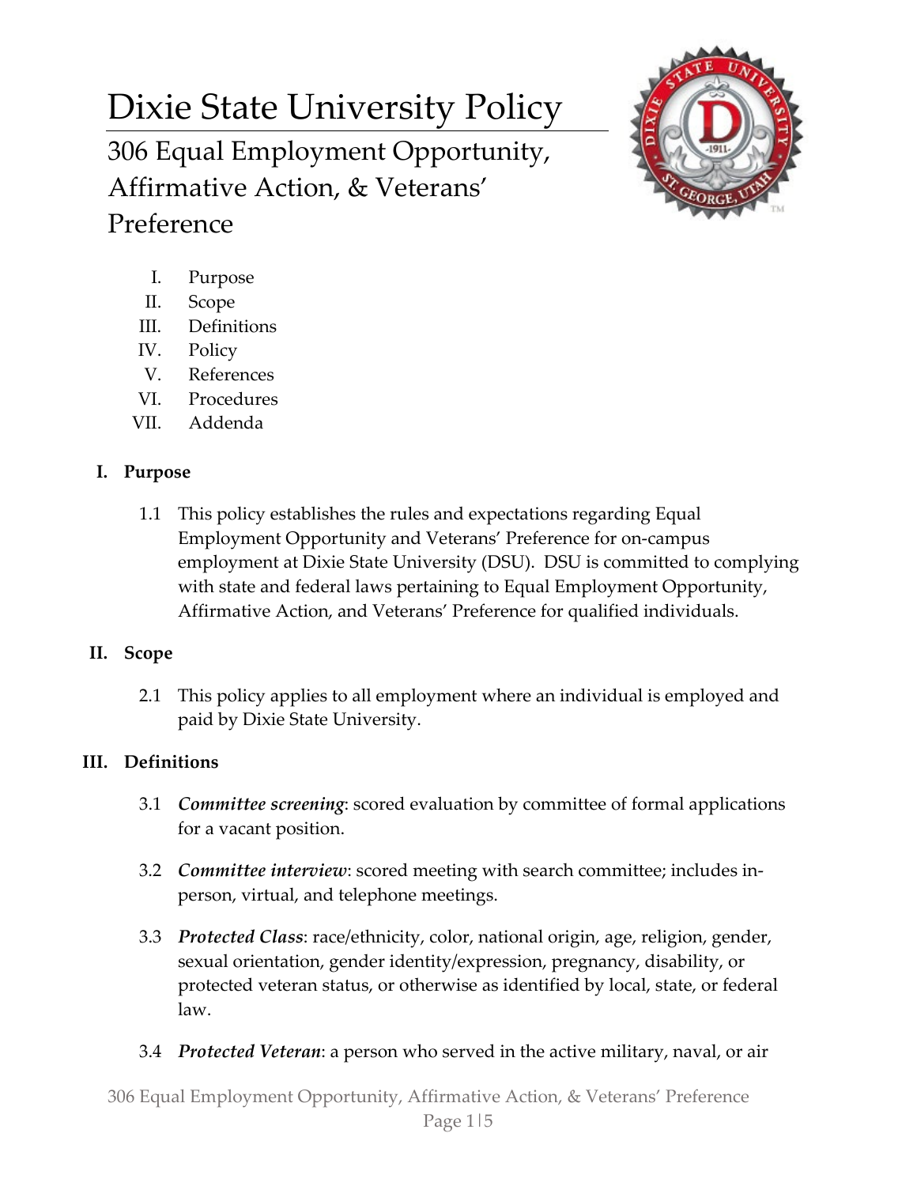# Dixie State University Policy

## 306 Equal Employment Opportunity, Affirmative Action, & Veterans' Preference

I. Purpose
II. Scope
III. Definitions
IV. Policy
V. References
VI. Procedures
VII. Addenda

### I. Purpose

1.1 This policy establishes the rules and expectations regarding Equal Employment Opportunity and Veterans' Preference for on-campus employment at Dixie State University (DSU). DSU is committed to complying with state and federal laws pertaining to Equal Employment Opportunity, Affirmative Action, and Veterans' Preference for qualified individuals.

### II. Scope

2.1 This policy applies to all employment where an individual is employed and paid by Dixie State University.

### III. Definitions

3.1 ***Committee screening***: scored evaluation by committee of formal applications for a vacant position.

3.2 ***Committee interview***: scored meeting with search committee; includes in-person, virtual, and telephone meetings.

3.3 ***Protected Class***: race/ethnicity, color, national origin, age, religion, gender, sexual orientation, gender identity/expression, pregnancy, disability, or protected veteran status, or otherwise as identified by local, state, or federal law.

3.4 ***Protected Veteran***: a person who served in the active military, naval, or air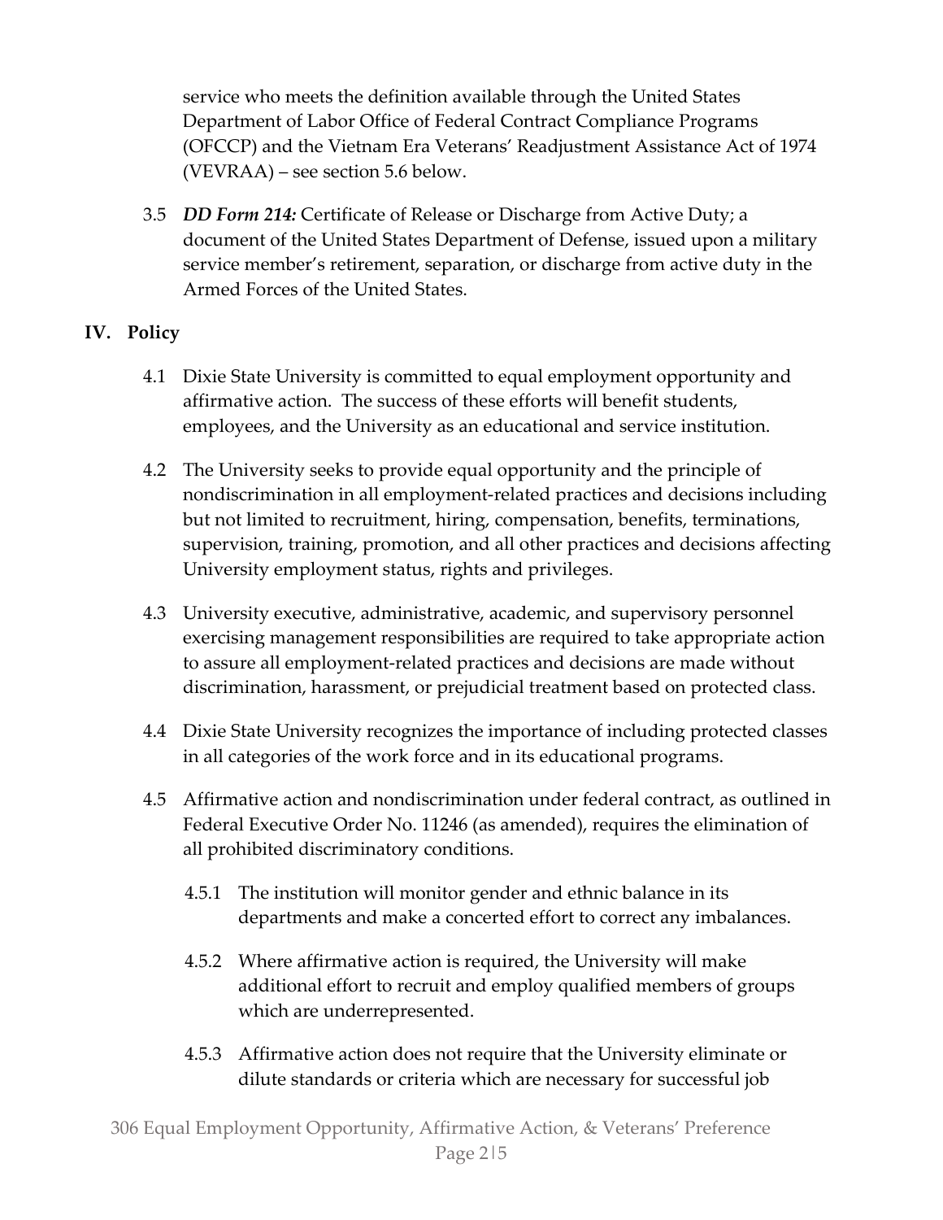service who meets the definition available through the United States Department of Labor Office of Federal Contract Compliance Programs (OFCCP) and the Vietnam Era Veterans' Readjustment Assistance Act of 1974 (VEVRAA) – see section 5.6 below.

3.5 ***DD Form 214:*** Certificate of Release or Discharge from Active Duty; a document of the United States Department of Defense, issued upon a military service member's retirement, separation, or discharge from active duty in the Armed Forces of the United States.

## IV. Policy

4.1 Dixie State University is committed to equal employment opportunity and affirmative action. The success of these efforts will benefit students, employees, and the University as an educational and service institution.

4.2 The University seeks to provide equal opportunity and the principle of nondiscrimination in all employment-related practices and decisions including but not limited to recruitment, hiring, compensation, benefits, terminations, supervision, training, promotion, and all other practices and decisions affecting University employment status, rights and privileges.

4.3 University executive, administrative, academic, and supervisory personnel exercising management responsibilities are required to take appropriate action to assure all employment-related practices and decisions are made without discrimination, harassment, or prejudicial treatment based on protected class.

4.4 Dixie State University recognizes the importance of including protected classes in all categories of the work force and in its educational programs.

4.5 Affirmative action and nondiscrimination under federal contract, as outlined in Federal Executive Order No. 11246 (as amended), requires the elimination of all prohibited discriminatory conditions.

4.5.1 The institution will monitor gender and ethnic balance in its departments and make a concerted effort to correct any imbalances.

4.5.2 Where affirmative action is required, the University will make additional effort to recruit and employ qualified members of groups which are underrepresented.

4.5.3 Affirmative action does not require that the University eliminate or dilute standards or criteria which are necessary for successful job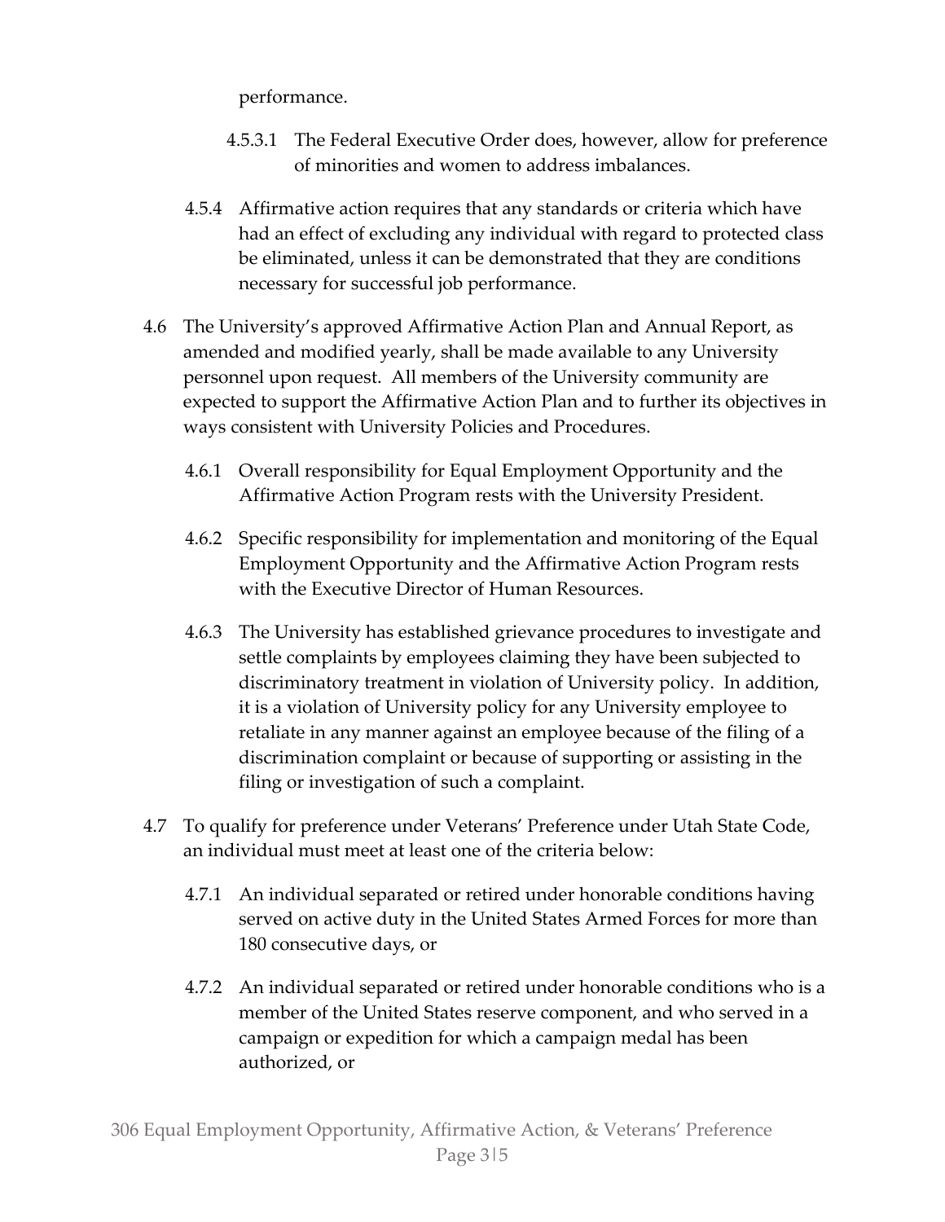performance.

4.5.3.1 The Federal Executive Order does, however, allow for preference of minorities and women to address imbalances.

4.5.4 Affirmative action requires that any standards or criteria which have had an effect of excluding any individual with regard to protected class be eliminated, unless it can be demonstrated that they are conditions necessary for successful job performance.

4.6 The University's approved Affirmative Action Plan and Annual Report, as amended and modified yearly, shall be made available to any University personnel upon request. All members of the University community are expected to support the Affirmative Action Plan and to further its objectives in ways consistent with University Policies and Procedures.

4.6.1 Overall responsibility for Equal Employment Opportunity and the Affirmative Action Program rests with the University President.

4.6.2 Specific responsibility for implementation and monitoring of the Equal Employment Opportunity and the Affirmative Action Program rests with the Executive Director of Human Resources.

4.6.3 The University has established grievance procedures to investigate and settle complaints by employees claiming they have been subjected to discriminatory treatment in violation of University policy. In addition, it is a violation of University policy for any University employee to retaliate in any manner against an employee because of the filing of a discrimination complaint or because of supporting or assisting in the filing or investigation of such a complaint.

4.7 To qualify for preference under Veterans' Preference under Utah State Code, an individual must meet at least one of the criteria below:

4.7.1 An individual separated or retired under honorable conditions having served on active duty in the United States Armed Forces for more than 180 consecutive days, or

4.7.2 An individual separated or retired under honorable conditions who is a member of the United States reserve component, and who served in a campaign or expedition for which a campaign medal has been authorized, or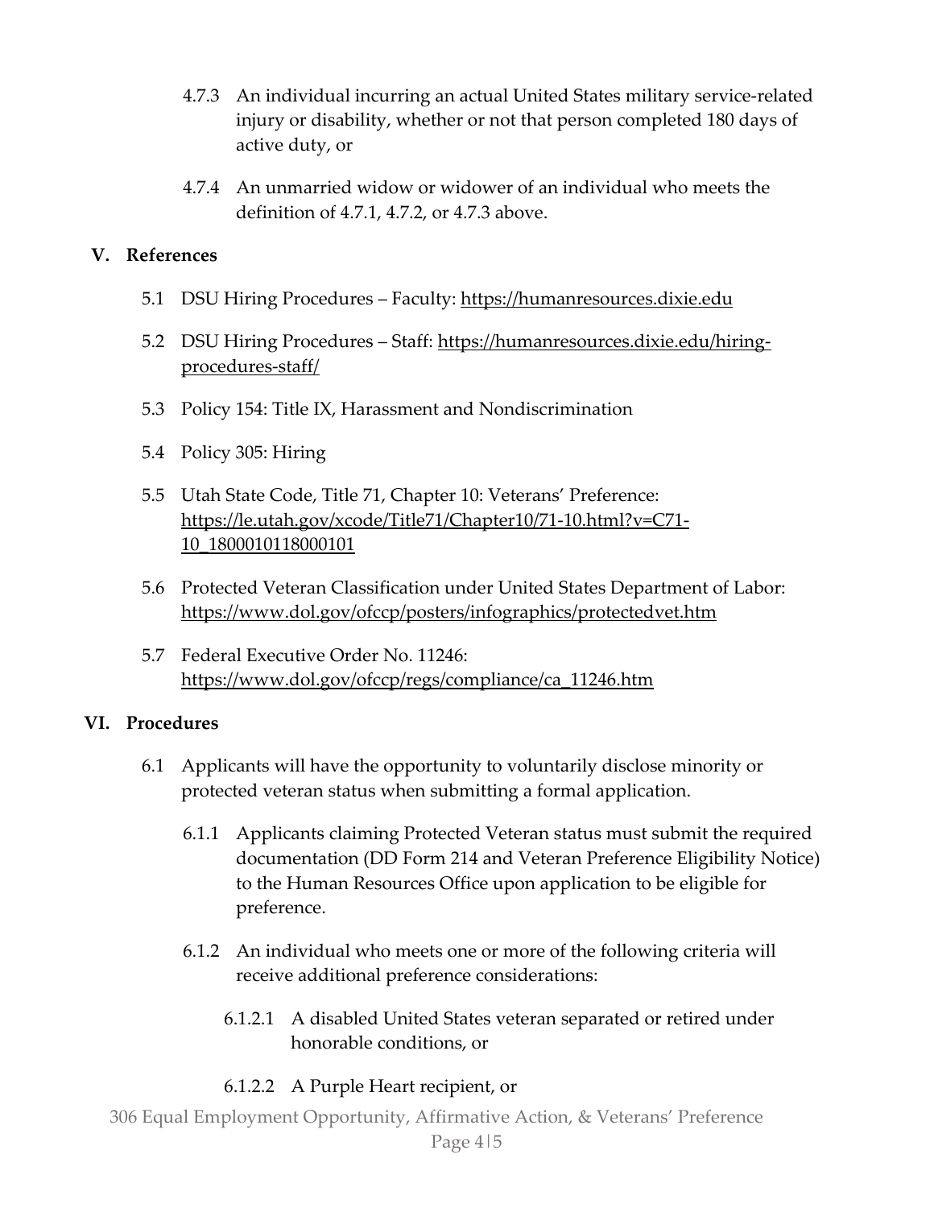4.7.3 An individual incurring an actual United States military service-related injury or disability, whether or not that person completed 180 days of active duty, or

4.7.4 An unmarried widow or widower of an individual who meets the definition of 4.7.1, 4.7.2, or 4.7.3 above.

## V. References

5.1 DSU Hiring Procedures – Faculty: https://humanresources.dixie.edu

5.2 DSU Hiring Procedures – Staff: https://humanresources.dixie.edu/hiring-procedures-staff/

5.3 Policy 154: Title IX, Harassment and Nondiscrimination

5.4 Policy 305: Hiring

5.5 Utah State Code, Title 71, Chapter 10: Veterans' Preference: https://le.utah.gov/xcode/Title71/Chapter10/71-10.html?v=C71-10_1800010118000101

5.6 Protected Veteran Classification under United States Department of Labor: https://www.dol.gov/ofccp/posters/infographics/protectedvet.htm

5.7 Federal Executive Order No. 11246: https://www.dol.gov/ofccp/regs/compliance/ca_11246.htm

## VI. Procedures

6.1 Applicants will have the opportunity to voluntarily disclose minority or protected veteran status when submitting a formal application.

6.1.1 Applicants claiming Protected Veteran status must submit the required documentation (DD Form 214 and Veteran Preference Eligibility Notice) to the Human Resources Office upon application to be eligible for preference.

6.1.2 An individual who meets one or more of the following criteria will receive additional preference considerations:

6.1.2.1 A disabled United States veteran separated or retired under honorable conditions, or

6.1.2.2 A Purple Heart recipient, or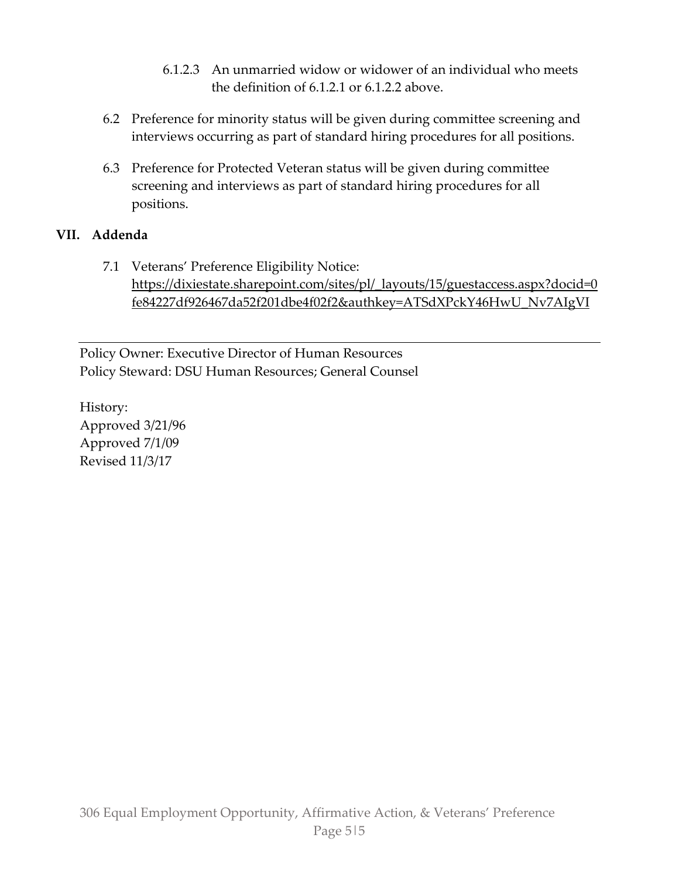6.1.2.3 An unmarried widow or widower of an individual who meets the definition of 6.1.2.1 or 6.1.2.2 above.

6.2 Preference for minority status will be given during committee screening and interviews occurring as part of standard hiring procedures for all positions.

6.3 Preference for Protected Veteran status will be given during committee screening and interviews as part of standard hiring procedures for all positions.

## VII. Addenda

7.1 Veterans' Preference Eligibility Notice: https://dixiestate.sharepoint.com/sites/pl/_layouts/15/guestaccess.aspx?docid=0fe84227df926467da52f201dbe4f02f2&authkey=ATSdXPckY46HwU_Nv7AIgVI

---

Policy Owner: Executive Director of Human Resources
Policy Steward: DSU Human Resources; General Counsel

History:
Approved 3/21/96
Approved 7/1/09
Revised 11/3/17